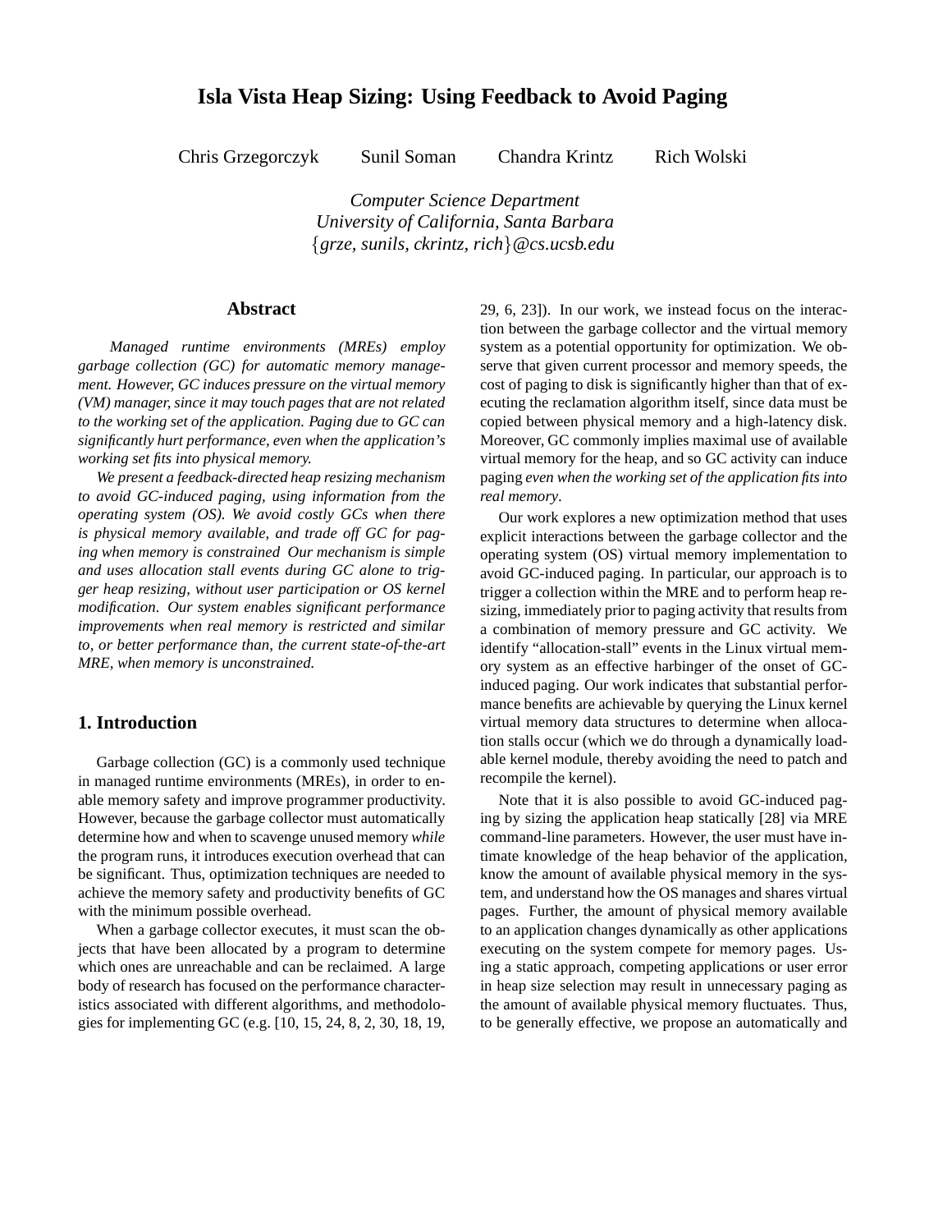# Isla Vista Heap Sizing: Using Feedback to Avoid Paging

Chris Grzegorczyk Sunil Soman Chandra Krintz Rich Wolski

*Computer Science Department*
*University of California, Santa Barbara*
*{grze, sunils, ckrintz, rich}@cs.ucsb.edu*

## Abstract

*Managed runtime environments (MREs) employ garbage collection (GC) for automatic memory management. However, GC induces pressure on the virtual memory (VM) manager, since it may touch pages that are not related to the working set of the application. Paging due to GC can significantly hurt performance, even when the application's working set fits into physical memory.*

*We present a feedback-directed heap resizing mechanism to avoid GC-induced paging, using information from the operating system (OS). We avoid costly GCs when there is physical memory available, and trade off GC for paging when memory is constrained Our mechanism is simple and uses allocation stall events during GC alone to trigger heap resizing, without user participation or OS kernel modification. Our system enables significant performance improvements when real memory is restricted and similar to, or better performance than, the current state-of-the-art MRE, when memory is unconstrained.*

## 1. Introduction

Garbage collection (GC) is a commonly used technique in managed runtime environments (MREs), in order to enable memory safety and improve programmer productivity. However, because the garbage collector must automatically determine how and when to scavenge unused memory *while* the program runs, it introduces execution overhead that can be significant. Thus, optimization techniques are needed to achieve the memory safety and productivity benefits of GC with the minimum possible overhead.

When a garbage collector executes, it must scan the objects that have been allocated by a program to determine which ones are unreachable and can be reclaimed. A large body of research has focused on the performance characteristics associated with different algorithms, and methodologies for implementing GC (e.g. [10, 15, 24, 8, 2, 30, 18, 19, 29, 6, 23]). In our work, we instead focus on the interaction between the garbage collector and the virtual memory system as a potential opportunity for optimization. We observe that given current processor and memory speeds, the cost of paging to disk is significantly higher than that of executing the reclamation algorithm itself, since data must be copied between physical memory and a high-latency disk. Moreover, GC commonly implies maximal use of available virtual memory for the heap, and so GC activity can induce paging *even when the working set of the application fits into real memory*.

Our work explores a new optimization method that uses explicit interactions between the garbage collector and the operating system (OS) virtual memory implementation to avoid GC-induced paging. In particular, our approach is to trigger a collection within the MRE and to perform heap resizing, immediately prior to paging activity that results from a combination of memory pressure and GC activity. We identify "allocation-stall" events in the Linux virtual memory system as an effective harbinger of the onset of GC-induced paging. Our work indicates that substantial performance benefits are achievable by querying the Linux kernel virtual memory data structures to determine when allocation stalls occur (which we do through a dynamically loadable kernel module, thereby avoiding the need to patch and recompile the kernel).

Note that it is also possible to avoid GC-induced paging by sizing the application heap statically [28] via MRE command-line parameters. However, the user must have intimate knowledge of the heap behavior of the application, know the amount of available physical memory in the system, and understand how the OS manages and shares virtual pages. Further, the amount of physical memory available to an application changes dynamically as other applications executing on the system compete for memory pages. Using a static approach, competing applications or user error in heap size selection may result in unnecessary paging as the amount of available physical memory fluctuates. Thus, to be generally effective, we propose an automatically and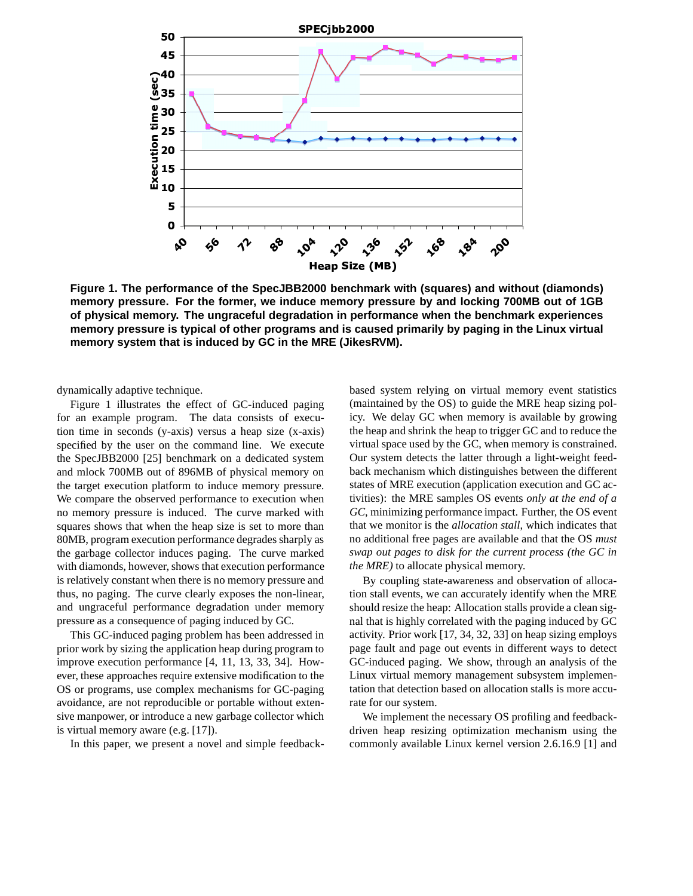**Figure 1. The performance of the SpecJBB2000 benchmark with (squares) and without (diamonds) memory pressure. For the former, we induce memory pressure by and locking 700MB out of 1GB of physical memory. The ungraceful degradation in performance when the benchmark experiences memory pressure is typical of other programs and is caused primarily by paging in the Linux virtual memory system that is induced by GC in the MRE (JikesRVM).**

dynamically adaptive technique.

Figure 1 illustrates the effect of GC-induced paging for an example program. The data consists of execution time in seconds (y-axis) versus a heap size (x-axis) specified by the user on the command line. We execute the SpecJBB2000 [25] benchmark on a dedicated system and mlock 700MB out of 896MB of physical memory on the target execution platform to induce memory pressure. We compare the observed performance to execution when no memory pressure is induced. The curve marked with squares shows that when the heap size is set to more than 80MB, program execution performance degrades sharply as the garbage collector induces paging. The curve marked with diamonds, however, shows that execution performance is relatively constant when there is no memory pressure and thus, no paging. The curve clearly exposes the non-linear, and ungraceful performance degradation under memory pressure as a consequence of paging induced by GC.

This GC-induced paging problem has been addressed in prior work by sizing the application heap during program to improve execution performance [4, 11, 13, 33, 34]. However, these approaches require extensive modification to the OS or programs, use complex mechanisms for GC-paging avoidance, are not reproducible or portable without extensive manpower, or introduce a new garbage collector which is virtual memory aware (e.g. [17]).

In this paper, we present a novel and simple feedback-based system relying on virtual memory event statistics (maintained by the OS) to guide the MRE heap sizing policy. We delay GC when memory is available by growing the heap and shrink the heap to trigger GC and to reduce the virtual space used by the GC, when memory is constrained. Our system detects the latter through a light-weight feedback mechanism which distinguishes between the different states of MRE execution (application execution and GC activities): the MRE samples OS events *only at the end of a GC*, minimizing performance impact. Further, the OS event that we monitor is the *allocation stall*, which indicates that no additional free pages are available and that the OS *must swap out pages to disk for the current process (the GC in the MRE)* to allocate physical memory.

By coupling state-awareness and observation of allocation stall events, we can accurately identify when the MRE should resize the heap: Allocation stalls provide a clean signal that is highly correlated with the paging induced by GC activity. Prior work [17, 34, 32, 33] on heap sizing employs page fault and page out events in different ways to detect GC-induced paging. We show, through an analysis of the Linux virtual memory management subsystem implementation that detection based on allocation stalls is more accurate for our system.

We implement the necessary OS profiling and feedback-driven heap resizing optimization mechanism using the commonly available Linux kernel version 2.6.16.9 [1] and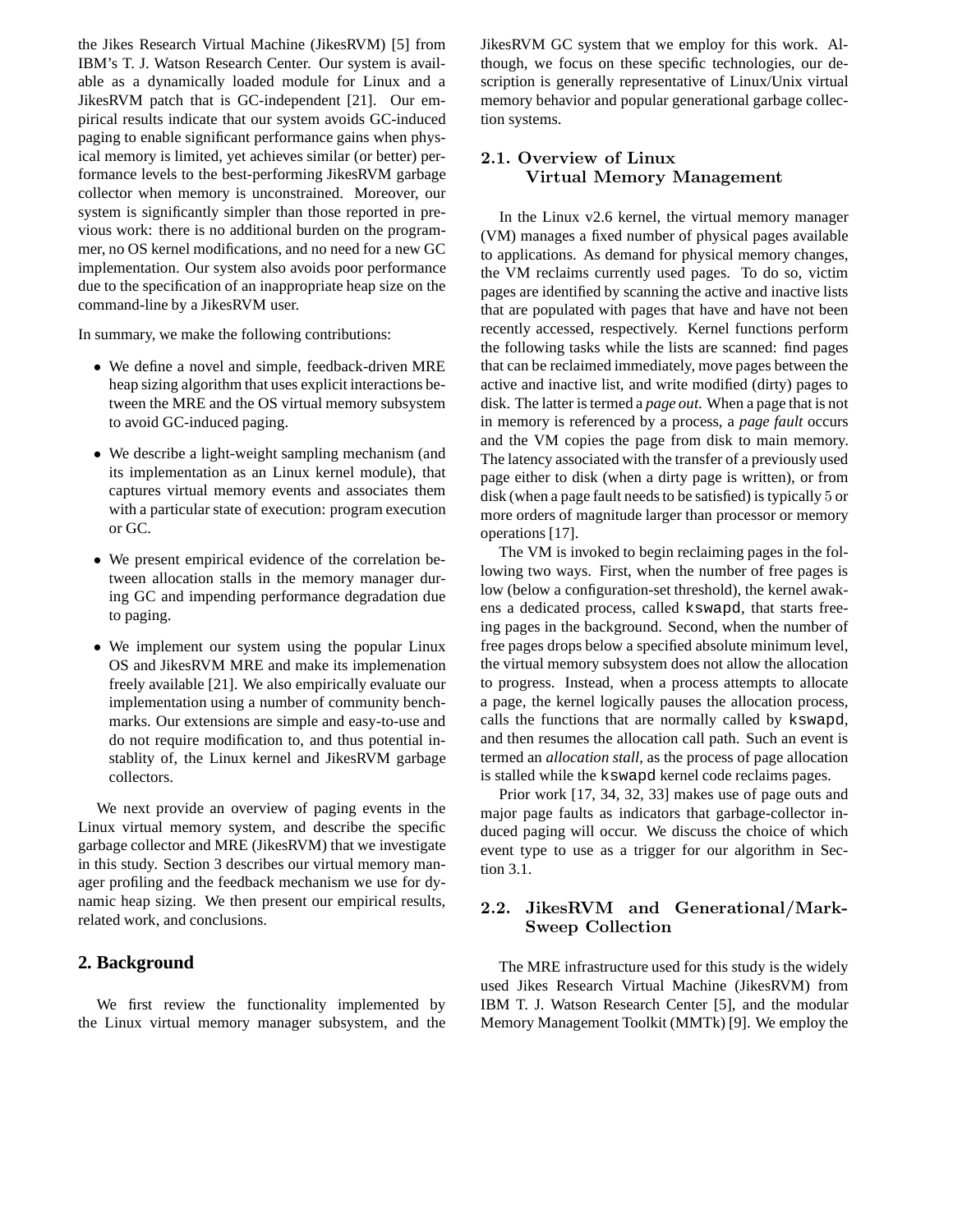the Jikes Research Virtual Machine (JikesRVM) [5] from IBM's T. J. Watson Research Center. Our system is available as a dynamically loaded module for Linux and a JikesRVM patch that is GC-independent [21]. Our empirical results indicate that our system avoids GC-induced paging to enable significant performance gains when physical memory is limited, yet achieves similar (or better) performance levels to the best-performing JikesRVM garbage collector when memory is unconstrained. Moreover, our system is significantly simpler than those reported in previous work: there is no additional burden on the programmer, no OS kernel modifications, and no need for a new GC implementation. Our system also avoids poor performance due to the specification of an inappropriate heap size on the command-line by a JikesRVM user.

In summary, we make the following contributions:

- We define a novel and simple, feedback-driven MRE heap sizing algorithm that uses explicit interactions between the MRE and the OS virtual memory subsystem to avoid GC-induced paging.
- We describe a light-weight sampling mechanism (and its implementation as an Linux kernel module), that captures virtual memory events and associates them with a particular state of execution: program execution or GC.
- We present empirical evidence of the correlation between allocation stalls in the memory manager during GC and impending performance degradation due to paging.
- We implement our system using the popular Linux OS and JikesRVM MRE and make its implemenation freely available [21]. We also empirically evaluate our implementation using a number of community benchmarks. Our extensions are simple and easy-to-use and do not require modification to, and thus potential instablity of, the Linux kernel and JikesRVM garbage collectors.

We next provide an overview of paging events in the Linux virtual memory system, and describe the specific garbage collector and MRE (JikesRVM) that we investigate in this study. Section 3 describes our virtual memory manager profiling and the feedback mechanism we use for dynamic heap sizing. We then present our empirical results, related work, and conclusions.

## 2. Background

We first review the functionality implemented by the Linux virtual memory manager subsystem, and the JikesRVM GC system that we employ for this work. Although, we focus on these specific technologies, our description is generally representative of Linux/Unix virtual memory behavior and popular generational garbage collection systems.

### 2.1. Overview of Linux Virtual Memory Management

In the Linux v2.6 kernel, the virtual memory manager (VM) manages a fixed number of physical pages available to applications. As demand for physical memory changes, the VM reclaims currently used pages. To do so, victim pages are identified by scanning the active and inactive lists that are populated with pages that have and have not been recently accessed, respectively. Kernel functions perform the following tasks while the lists are scanned: find pages that can be reclaimed immediately, move pages between the active and inactive list, and write modified (dirty) pages to disk. The latter is termed a *page out*. When a page that is not in memory is referenced by a process, a *page fault* occurs and the VM copies the page from disk to main memory. The latency associated with the transfer of a previously used page either to disk (when a dirty page is written), or from disk (when a page fault needs to be satisfied) is typically 5 or more orders of magnitude larger than processor or memory operations [17].

The VM is invoked to begin reclaiming pages in the following two ways. First, when the number of free pages is low (below a configuration-set threshold), the kernel awakens a dedicated process, called `kswapd`, that starts freeing pages in the background. Second, when the number of free pages drops below a specified absolute minimum level, the virtual memory subsystem does not allow the allocation to progress. Instead, when a process attempts to allocate a page, the kernel logically pauses the allocation process, calls the functions that are normally called by `kswapd`, and then resumes the allocation call path. Such an event is termed an *allocation stall*, as the process of page allocation is stalled while the `kswapd` kernel code reclaims pages.

Prior work [17, 34, 32, 33] makes use of page outs and major page faults as indicators that garbage-collector induced paging will occur. We discuss the choice of which event type to use as a trigger for our algorithm in Section 3.1.

### 2.2. JikesRVM and Generational/Mark-Sweep Collection

The MRE infrastructure used for this study is the widely used Jikes Research Virtual Machine (JikesRVM) from IBM T. J. Watson Research Center [5], and the modular Memory Management Toolkit (MMTk) [9]. We employ the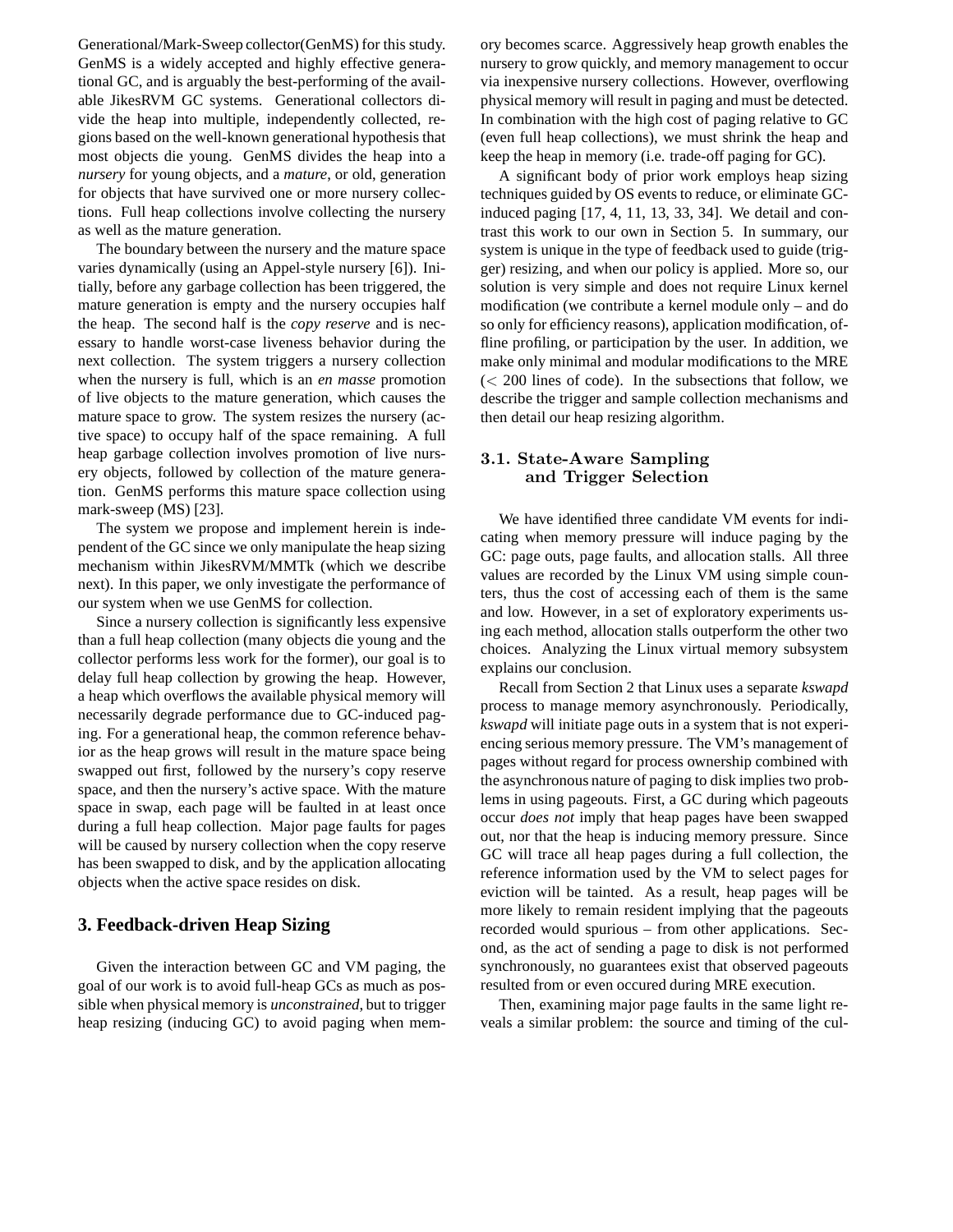Generational/Mark-Sweep collector(GenMS) for this study. GenMS is a widely accepted and highly effective generational GC, and is arguably the best-performing of the available JikesRVM GC systems. Generational collectors divide the heap into multiple, independently collected, regions based on the well-known generational hypothesis that most objects die young. GenMS divides the heap into a *nursery* for young objects, and a *mature*, or old, generation for objects that have survived one or more nursery collections. Full heap collections involve collecting the nursery as well as the mature generation.

The boundary between the nursery and the mature space varies dynamically (using an Appel-style nursery [6]). Initially, before any garbage collection has been triggered, the mature generation is empty and the nursery occupies half the heap. The second half is the *copy reserve* and is necessary to handle worst-case liveness behavior during the next collection. The system triggers a nursery collection when the nursery is full, which is an *en masse* promotion of live objects to the mature generation, which causes the mature space to grow. The system resizes the nursery (active space) to occupy half of the space remaining. A full heap garbage collection involves promotion of live nursery objects, followed by collection of the mature generation. GenMS performs this mature space collection using mark-sweep (MS) [23].

The system we propose and implement herein is independent of the GC since we only manipulate the heap sizing mechanism within JikesRVM/MMTk (which we describe next). In this paper, we only investigate the performance of our system when we use GenMS for collection.

Since a nursery collection is significantly less expensive than a full heap collection (many objects die young and the collector performs less work for the former), our goal is to delay full heap collection by growing the heap. However, a heap which overflows the available physical memory will necessarily degrade performance due to GC-induced paging. For a generational heap, the common reference behavior as the heap grows will result in the mature space being swapped out first, followed by the nursery's copy reserve space, and then the nursery's active space. With the mature space in swap, each page will be faulted in at least once during a full heap collection. Major page faults for pages will be caused by nursery collection when the copy reserve has been swapped to disk, and by the application allocating objects when the active space resides on disk.

## 3. Feedback-driven Heap Sizing

Given the interaction between GC and VM paging, the goal of our work is to avoid full-heap GCs as much as possible when physical memory is *unconstrained*, but to trigger heap resizing (inducing GC) to avoid paging when memory becomes scarce. Aggressively heap growth enables the nursery to grow quickly, and memory management to occur via inexpensive nursery collections. However, overflowing physical memory will result in paging and must be detected. In combination with the high cost of paging relative to GC (even full heap collections), we must shrink the heap and keep the heap in memory (i.e. trade-off paging for GC).

A significant body of prior work employs heap sizing techniques guided by OS events to reduce, or eliminate GC-induced paging [17, 4, 11, 13, 33, 34]. We detail and contrast this work to our own in Section 5. In summary, our system is unique in the type of feedback used to guide (trigger) resizing, and when our policy is applied. More so, our solution is very simple and does not require Linux kernel modification (we contribute a kernel module only – and do so only for efficiency reasons), application modification, offline profiling, or participation by the user. In addition, we make only minimal and modular modifications to the MRE ($<$ 200 lines of code). In the subsections that follow, we describe the trigger and sample collection mechanisms and then detail our heap resizing algorithm.

### 3.1. State-Aware Sampling and Trigger Selection

We have identified three candidate VM events for indicating when memory pressure will induce paging by the GC: page outs, page faults, and allocation stalls. All three values are recorded by the Linux VM using simple counters, thus the cost of accessing each of them is the same and low. However, in a set of exploratory experiments using each method, allocation stalls outperform the other two choices. Analyzing the Linux virtual memory subsystem explains our conclusion.

Recall from Section 2 that Linux uses a separate *kswapd* process to manage memory asynchronously. Periodically, *kswapd* will initiate page outs in a system that is not experiencing serious memory pressure. The VM's management of pages without regard for process ownership combined with the asynchronous nature of paging to disk implies two problems in using pageouts. First, a GC during which pageouts occur *does not* imply that heap pages have been swapped out, nor that the heap is inducing memory pressure. Since GC will trace all heap pages during a full collection, the reference information used by the VM to select pages for eviction will be tainted. As a result, heap pages will be more likely to remain resident implying that the pageouts recorded would spurious – from other applications. Second, as the act of sending a page to disk is not performed synchronously, no guarantees exist that observed pageouts resulted from or even occured during MRE execution.

Then, examining major page faults in the same light reveals a similar problem: the source and timing of the cul-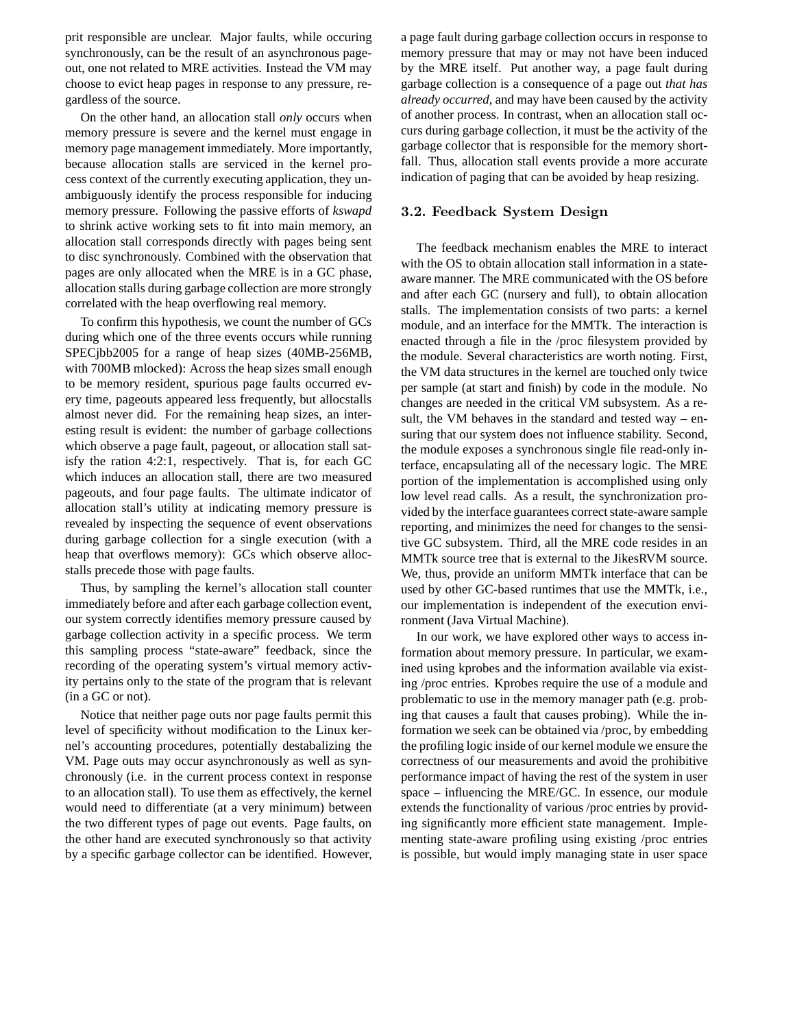prit responsible are unclear. Major faults, while occuring synchronously, can be the result of an asynchronous pageout, one not related to MRE activities. Instead the VM may choose to evict heap pages in response to any pressure, regardless of the source.

On the other hand, an allocation stall *only* occurs when memory pressure is severe and the kernel must engage in memory page management immediately. More importantly, because allocation stalls are serviced in the kernel process context of the currently executing application, they unambiguously identify the process responsible for inducing memory pressure. Following the passive efforts of *kswapd* to shrink active working sets to fit into main memory, an allocation stall corresponds directly with pages being sent to disc synchronously. Combined with the observation that pages are only allocated when the MRE is in a GC phase, allocation stalls during garbage collection are more strongly correlated with the heap overflowing real memory.

To confirm this hypothesis, we count the number of GCs during which one of the three events occurs while running SPECjbb2005 for a range of heap sizes (40MB-256MB, with 700MB mlocked): Across the heap sizes small enough to be memory resident, spurious page faults occurred every time, pageouts appeared less frequently, but allocstalls almost never did. For the remaining heap sizes, an interesting result is evident: the number of garbage collections which observe a page fault, pageout, or allocation stall satisfy the ration 4:2:1, respectively. That is, for each GC which induces an allocation stall, there are two measured pageouts, and four page faults. The ultimate indicator of allocation stall's utility at indicating memory pressure is revealed by inspecting the sequence of event observations during garbage collection for a single execution (with a heap that overflows memory): GCs which observe allocstalls precede those with page faults.

Thus, by sampling the kernel's allocation stall counter immediately before and after each garbage collection event, our system correctly identifies memory pressure caused by garbage collection activity in a specific process. We term this sampling process "state-aware" feedback, since the recording of the operating system's virtual memory activity pertains only to the state of the program that is relevant (in a GC or not).

Notice that neither page outs nor page faults permit this level of specificity without modification to the Linux kernel's accounting procedures, potentially destabalizing the VM. Page outs may occur asynchronously as well as synchronously (i.e. in the current process context in response to an allocation stall). To use them as effectively, the kernel would need to differentiate (at a very minimum) between the two different types of page out events. Page faults, on the other hand are executed synchronously so that activity by a specific garbage collector can be identified. However, a page fault during garbage collection occurs in response to memory pressure that may or may not have been induced by the MRE itself. Put another way, a page fault during garbage collection is a consequence of a page out *that has already occurred*, and may have been caused by the activity of another process. In contrast, when an allocation stall occurs during garbage collection, it must be the activity of the garbage collector that is responsible for the memory shortfall. Thus, allocation stall events provide a more accurate indication of paging that can be avoided by heap resizing.

### 3.2. Feedback System Design

The feedback mechanism enables the MRE to interact with the OS to obtain allocation stall information in a state-aware manner. The MRE communicated with the OS before and after each GC (nursery and full), to obtain allocation stalls. The implementation consists of two parts: a kernel module, and an interface for the MMTk. The interaction is enacted through a file in the /proc filesystem provided by the module. Several characteristics are worth noting. First, the VM data structures in the kernel are touched only twice per sample (at start and finish) by code in the module. No changes are needed in the critical VM subsystem. As a result, the VM behaves in the standard and tested way – ensuring that our system does not influence stability. Second, the module exposes a synchronous single file read-only interface, encapsulating all of the necessary logic. The MRE portion of the implementation is accomplished using only low level read calls. As a result, the synchronization provided by the interface guarantees correct state-aware sample reporting, and minimizes the need for changes to the sensitive GC subsystem. Third, all the MRE code resides in an MMTk source tree that is external to the JikesRVM source. We, thus, provide an uniform MMTk interface that can be used by other GC-based runtimes that use the MMTk, i.e., our implementation is independent of the execution environment (Java Virtual Machine).

In our work, we have explored other ways to access information about memory pressure. In particular, we examined using kprobes and the information available via existing /proc entries. Kprobes require the use of a module and problematic to use in the memory manager path (e.g. probing that causes a fault that causes probing). While the information we seek can be obtained via /proc, by embedding the profiling logic inside of our kernel module we ensure the correctness of our measurements and avoid the prohibitive performance impact of having the rest of the system in user space – influencing the MRE/GC. In essence, our module extends the functionality of various /proc entries by providing significantly more efficient state management. Implementing state-aware profiling using existing /proc entries is possible, but would imply managing state in user space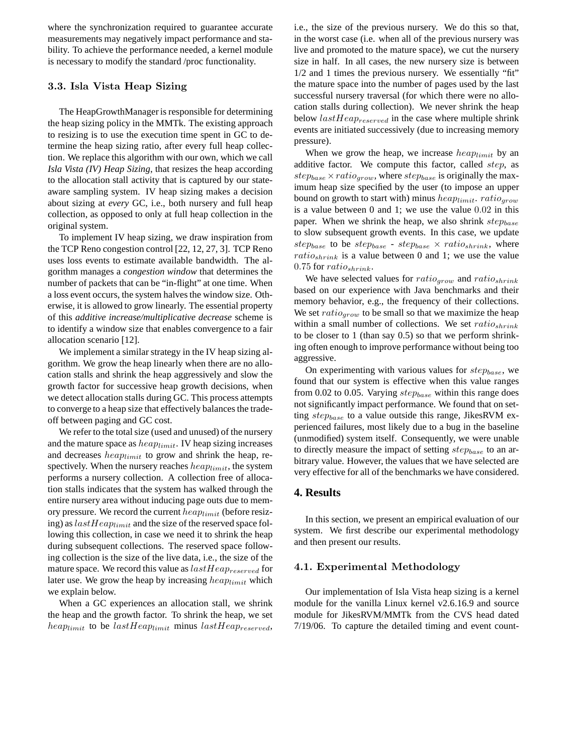where the synchronization required to guarantee accurate measurements may negatively impact performance and stability. To achieve the performance needed, a kernel module is necessary to modify the standard /proc functionality.

### 3.3. Isla Vista Heap Sizing

The HeapGrowthManager is responsible for determining the heap sizing policy in the MMTk. The existing approach to resizing is to use the execution time spent in GC to determine the heap sizing ratio, after every full heap collection. We replace this algorithm with our own, which we call *Isla Vista (IV) Heap Sizing*, that resizes the heap according to the allocation stall activity that is captured by our state-aware sampling system. IV heap sizing makes a decision about sizing at *every* GC, i.e., both nursery and full heap collection, as opposed to only at full heap collection in the original system.

To implement IV heap sizing, we draw inspiration from the TCP Reno congestion control [22, 12, 27, 3]. TCP Reno uses loss events to estimate available bandwidth. The algorithm manages a *congestion window* that determines the number of packets that can be "in-flight" at one time. When a loss event occurs, the system halves the window size. Otherwise, it is allowed to grow linearly. The essential property of this *additive increase/multiplicative decrease* scheme is to identify a window size that enables convergence to a fair allocation scenario [12].

We implement a similar strategy in the IV heap sizing algorithm. We grow the heap linearly when there are no allocation stalls and shrink the heap aggressively and slow the growth factor for successive heap growth decisions, when we detect allocation stalls during GC. This process attempts to converge to a heap size that effectively balances the tradeoff between paging and GC cost.

We refer to the total size (used and unused) of the nursery and the mature space as $heap_{limit}$. IV heap sizing increases and decreases $heap_{limit}$ to grow and shrink the heap, respectively. When the nursery reaches $heap_{limit}$, the system performs a nursery collection. A collection free of allocation stalls indicates that the system has walked through the entire nursery area without inducing page outs due to memory pressure. We record the current $heap_{limit}$ (before resizing) as $lastHeap_{limit}$ and the size of the reserved space following this collection, in case we need it to shrink the heap during subsequent collections. The reserved space following collection is the size of the live data, i.e., the size of the mature space. We record this value as $lastHeap_{reserved}$ for later use. We grow the heap by increasing $heap_{limit}$ which we explain below.

When a GC experiences an allocation stall, we shrink the heap and the growth factor. To shrink the heap, we set $heap_{limit}$ to be $lastHeap_{limit}$ minus $lastHeap_{reserved}$, i.e., the size of the previous nursery. We do this so that, in the worst case (i.e. when all of the previous nursery was live and promoted to the mature space), we cut the nursery size in half. In all cases, the new nursery size is between 1/2 and 1 times the previous nursery. We essentially "fit" the mature space into the number of pages used by the last successful nursery traversal (for which there were no allocation stalls during collection). We never shrink the heap below $lastHeap_{reserved}$ in the case where multiple shrink events are initiated successively (due to increasing memory pressure).

When we grow the heap, we increase $heap_{limit}$ by an additive factor. We compute this factor, called $step$, as $step_{base} \times ratio_{grow}$, where $step_{base}$ is originally the maximum heap size specified by the user (to impose an upper bound on growth to start with) minus $heap_{limit}$. $ratio_{grow}$ is a value between 0 and 1; we use the value $0.02$ in this paper. When we shrink the heap, we also shrink $step_{base}$ to slow subsequent growth events. In this case, we update $step_{base}$ to be $step_{base}$ - $step_{base} \times ratio_{shrink}$, where $ratio_{shrink}$ is a value between 0 and 1; we use the value $0.75$ for $ratio_{shrink}$.

We have selected values for $ratio_{grow}$ and $ratio_{shrink}$ based on our experience with Java benchmarks and their memory behavior, e.g., the frequency of their collections. We set $ratio_{grow}$ to be small so that we maximize the heap within a small number of collections. We set $ratio_{shrink}$ to be closer to 1 (than say 0.5) so that we perform shrinking often enough to improve performance without being too aggressive.

On experimenting with various values for $step_{base}$, we found that our system is effective when this value ranges from 0.02 to 0.05. Varying $step_{base}$ within this range does not significantly impact performance. We found that on setting $step_{base}$ to a value outside this range, JikesRVM experienced failures, most likely due to a bug in the baseline (unmodified) system itself. Consequently, we were unable to directly measure the impact of setting $step_{base}$ to an arbitrary value. However, the values that we have selected are very effective for all of the benchmarks we have considered.

## 4. Results

In this section, we present an empirical evaluation of our system. We first describe our experimental methodology and then present our results.

### 4.1. Experimental Methodology

Our implementation of Isla Vista heap sizing is a kernel module for the vanilla Linux kernel v2.6.16.9 and source module for JikesRVM/MMTk from the CVS head dated 7/19/06. To capture the detailed timing and event count-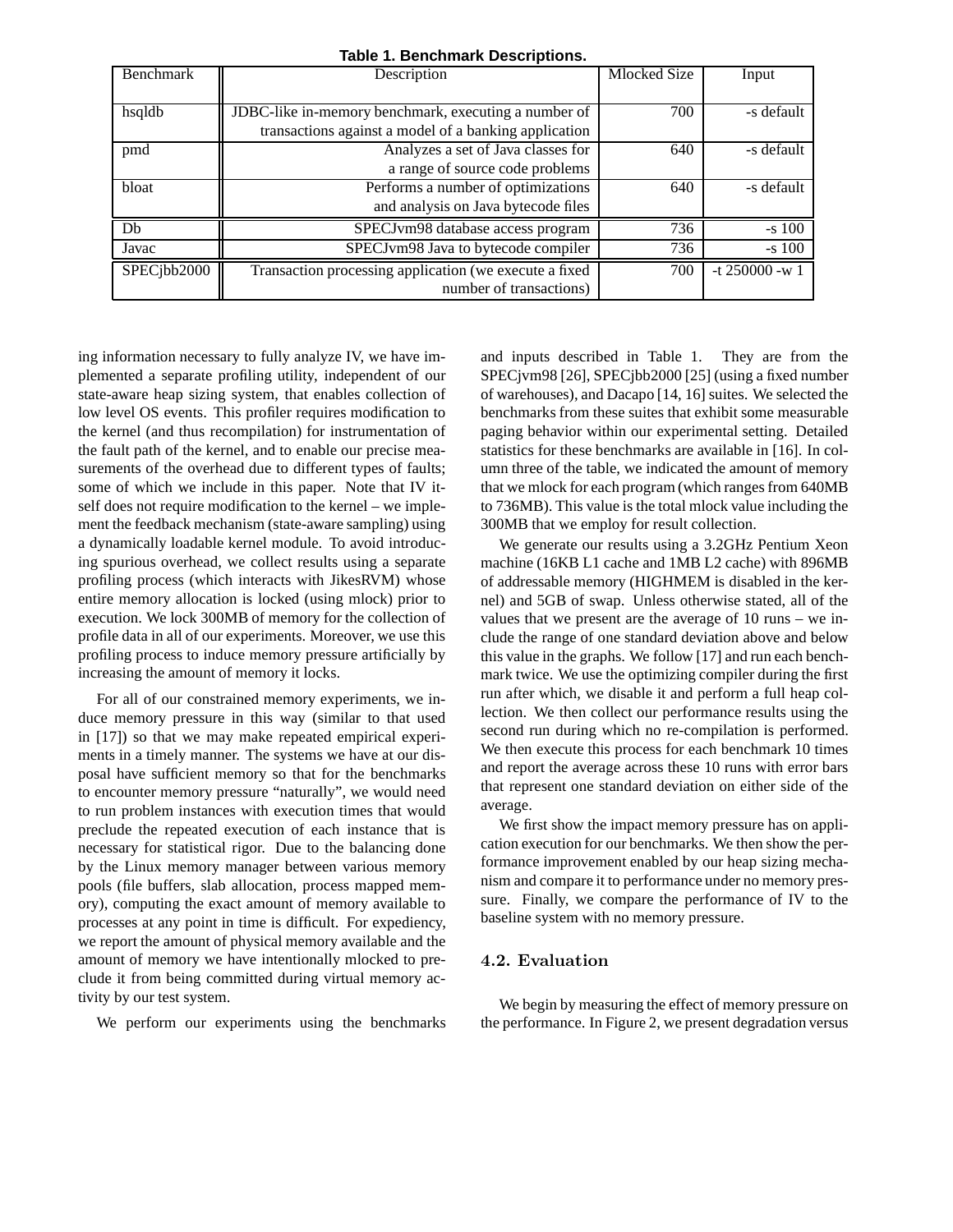**Table 1. Benchmark Descriptions.**

| Benchmark | Description | Mlocked Size | Input |
|---|---|---|---|
| hsqldb | JDBC-like in-memory benchmark, executing a number of transactions against a model of a banking application | 700 | -s default |
| pmd | Analyzes a set of Java classes for a range of source code problems | 640 | -s default |
| bloat | Performs a number of optimizations and analysis on Java bytecode files | 640 | -s default |
| Db | SPECJvm98 database access program | 736 | -s 100 |
| Javac | SPECJvm98 Java to bytecode compiler | 736 | -s 100 |
| SPECjbb2000 | Transaction processing application (we execute a fixed number of transactions) | 700 | -t 250000 -w 1 |

ing information necessary to fully analyze IV, we have implemented a separate profiling utility, independent of our state-aware heap sizing system, that enables collection of low level OS events. This profiler requires modification to the kernel (and thus recompilation) for instrumentation of the fault path of the kernel, and to enable our precise measurements of the overhead due to different types of faults; some of which we include in this paper. Note that IV itself does not require modification to the kernel – we implement the feedback mechanism (state-aware sampling) using a dynamically loadable kernel module. To avoid introducing spurious overhead, we collect results using a separate profiling process (which interacts with JikesRVM) whose entire memory allocation is locked (using mlock) prior to execution. We lock 300MB of memory for the collection of profile data in all of our experiments. Moreover, we use this profiling process to induce memory pressure artificially by increasing the amount of memory it locks.

For all of our constrained memory experiments, we induce memory pressure in this way (similar to that used in [17]) so that we may make repeated empirical experiments in a timely manner. The systems we have at our disposal have sufficient memory so that for the benchmarks to encounter memory pressure "naturally", we would need to run problem instances with execution times that would preclude the repeated execution of each instance that is necessary for statistical rigor. Due to the balancing done by the Linux memory manager between various memory pools (file buffers, slab allocation, process mapped memory), computing the exact amount of memory available to processes at any point in time is difficult. For expediency, we report the amount of physical memory available and the amount of memory we have intentionally mlocked to preclude it from being committed during virtual memory activity by our test system.

We perform our experiments using the benchmarks and inputs described in Table 1. They are from the SPECjvm98 [26], SPECjbb2000 [25] (using a fixed number of warehouses), and Dacapo [14, 16] suites. We selected the benchmarks from these suites that exhibit some measurable paging behavior within our experimental setting. Detailed statistics for these benchmarks are available in [16]. In column three of the table, we indicated the amount of memory that we mlock for each program (which ranges from 640MB to 736MB). This value is the total mlock value including the 300MB that we employ for result collection.

We generate our results using a 3.2GHz Pentium Xeon machine (16KB L1 cache and 1MB L2 cache) with 896MB of addressable memory (HIGHMEM is disabled in the kernel) and 5GB of swap. Unless otherwise stated, all of the values that we present are the average of 10 runs – we include the range of one standard deviation above and below this value in the graphs. We follow [17] and run each benchmark twice. We use the optimizing compiler during the first run after which, we disable it and perform a full heap collection. We then collect our performance results using the second run during which no re-compilation is performed. We then execute this process for each benchmark 10 times and report the average across these 10 runs with error bars that represent one standard deviation on either side of the average.

We first show the impact memory pressure has on application execution for our benchmarks. We then show the performance improvement enabled by our heap sizing mechanism and compare it to performance under no memory pressure. Finally, we compare the performance of IV to the baseline system with no memory pressure.

### 4.2. Evaluation

We begin by measuring the effect of memory pressure on the performance. In Figure 2, we present degradation versus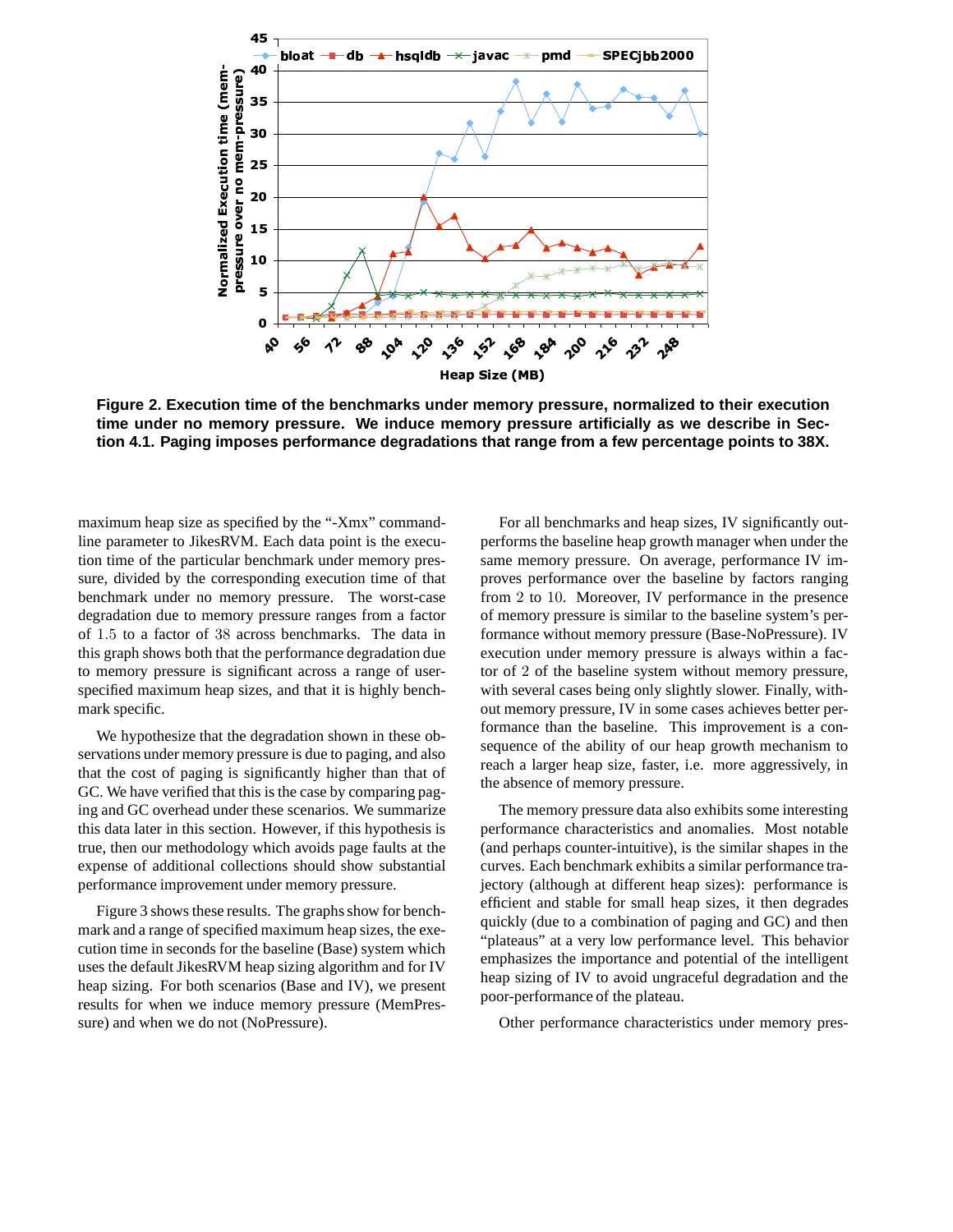**Figure 2. Execution time of the benchmarks under memory pressure, normalized to their execution time under no memory pressure. We induce memory pressure artificially as we describe in Section 4.1. Paging imposes performance degradations that range from a few percentage points to 38X.**

maximum heap size as specified by the "-Xmx" command-line parameter to JikesRVM. Each data point is the execution time of the particular benchmark under memory pressure, divided by the corresponding execution time of that benchmark under no memory pressure. The worst-case degradation due to memory pressure ranges from a factor of 1.5 to a factor of 38 across benchmarks. The data in this graph shows both that the performance degradation due to memory pressure is significant across a range of user-specified maximum heap sizes, and that it is highly benchmark specific.

We hypothesize that the degradation shown in these observations under memory pressure is due to paging, and also that the cost of paging is significantly higher than that of GC. We have verified that this is the case by comparing paging and GC overhead under these scenarios. We summarize this data later in this section. However, if this hypothesis is true, then our methodology which avoids page faults at the expense of additional collections should show substantial performance improvement under memory pressure.

Figure 3 shows these results. The graphs show for benchmark and a range of specified maximum heap sizes, the execution time in seconds for the baseline (Base) system which uses the default JikesRVM heap sizing algorithm and for IV heap sizing. For both scenarios (Base and IV), we present results for when we induce memory pressure (MemPressure) and when we do not (NoPressure).

For all benchmarks and heap sizes, IV significantly outperforms the baseline heap growth manager when under the same memory pressure. On average, performance IV improves performance over the baseline by factors ranging from 2 to 10. Moreover, IV performance in the presence of memory pressure is similar to the baseline system's performance without memory pressure (Base-NoPressure). IV execution under memory pressure is always within a factor of 2 of the baseline system without memory pressure, with several cases being only slightly slower. Finally, without memory pressure, IV in some cases achieves better performance than the baseline. This improvement is a consequence of the ability of our heap growth mechanism to reach a larger heap size, faster, i.e. more aggressively, in the absence of memory pressure.

The memory pressure data also exhibits some interesting performance characteristics and anomalies. Most notable (and perhaps counter-intuitive), is the similar shapes in the curves. Each benchmark exhibits a similar performance trajectory (although at different heap sizes): performance is efficient and stable for small heap sizes, it then degrades quickly (due to a combination of paging and GC) and then "plateaus" at a very low performance level. This behavior emphasizes the importance and potential of the intelligent heap sizing of IV to avoid ungraceful degradation and the poor-performance of the plateau.

Other performance characteristics under memory pres-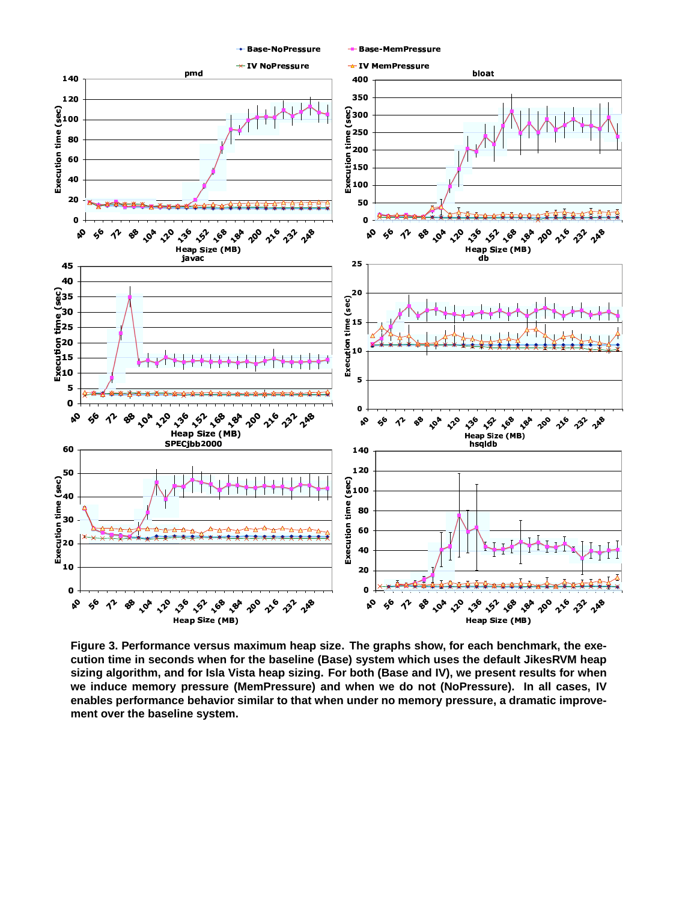Figure 3. Performance versus maximum heap size. The graphs show, for each benchmark, the execution time in seconds when for the baseline (Base) system which uses the default JikesRVM heap sizing algorithm, and for Isla Vista heap sizing. For both (Base and IV), we present results for when we induce memory pressure (MemPressure) and when we do not (NoPressure). In all cases, IV enables performance behavior similar to that when under no memory pressure, a dramatic improvement over the baseline system.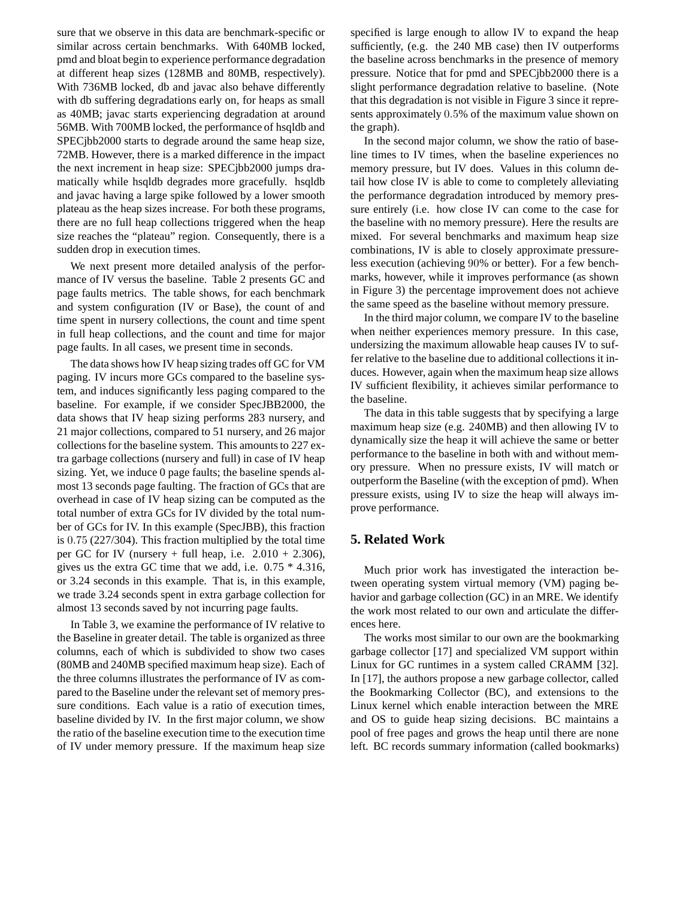sure that we observe in this data are benchmark-specific or similar across certain benchmarks. With 640MB locked, pmd and bloat begin to experience performance degradation at different heap sizes (128MB and 80MB, respectively). With 736MB locked, db and javac also behave differently with db suffering degradations early on, for heaps as small as 40MB; javac starts experiencing degradation at around 56MB. With 700MB locked, the performance of hsqldb and SPECjbb2000 starts to degrade around the same heap size, 72MB. However, there is a marked difference in the impact the next increment in heap size: SPECjbb2000 jumps dramatically while hsqldb degrades more gracefully. hsqldb and javac having a large spike followed by a lower smooth plateau as the heap sizes increase. For both these programs, there are no full heap collections triggered when the heap size reaches the "plateau" region. Consequently, there is a sudden drop in execution times.

We next present more detailed analysis of the performance of IV versus the baseline. Table 2 presents GC and page faults metrics. The table shows, for each benchmark and system configuration (IV or Base), the count of and time spent in nursery collections, the count and time spent in full heap collections, and the count and time for major page faults. In all cases, we present time in seconds.

The data shows how IV heap sizing trades off GC for VM paging. IV incurs more GCs compared to the baseline system, and induces significantly less paging compared to the baseline. For example, if we consider SpecJBB2000, the data shows that IV heap sizing performs 283 nursery, and 21 major collections, compared to 51 nursery, and 26 major collections for the baseline system. This amounts to 227 extra garbage collections (nursery and full) in case of IV heap sizing. Yet, we induce 0 page faults; the baseline spends almost 13 seconds page faulting. The fraction of GCs that are overhead in case of IV heap sizing can be computed as the total number of extra GCs for IV divided by the total number of GCs for IV. In this example (SpecJBB), this fraction is 0.75 (227/304). This fraction multiplied by the total time per GC for IV (nursery + full heap, i.e. 2.010 + 2.306), gives us the extra GC time that we add, i.e. 0.75 * 4.316, or 3.24 seconds in this example. That is, in this example, we trade 3.24 seconds spent in extra garbage collection for almost 13 seconds saved by not incurring page faults.

In Table 3, we examine the performance of IV relative to the Baseline in greater detail. The table is organized as three columns, each of which is subdivided to show two cases (80MB and 240MB specified maximum heap size). Each of the three columns illustrates the performance of IV as compared to the Baseline under the relevant set of memory pressure conditions. Each value is a ratio of execution times, baseline divided by IV. In the first major column, we show the ratio of the baseline execution time to the execution time of IV under memory pressure. If the maximum heap size specified is large enough to allow IV to expand the heap sufficiently, (e.g. the 240 MB case) then IV outperforms the baseline across benchmarks in the presence of memory pressure. Notice that for pmd and SPECjbb2000 there is a slight performance degradation relative to baseline. (Note that this degradation is not visible in Figure 3 since it represents approximately 0.5% of the maximum value shown on the graph).

In the second major column, we show the ratio of baseline times to IV times, when the baseline experiences no memory pressure, but IV does. Values in this column detail how close IV is able to come to completely alleviating the performance degradation introduced by memory pressure entirely (i.e. how close IV can come to the case for the baseline with no memory pressure). Here the results are mixed. For several benchmarks and maximum heap size combinations, IV is able to closely approximate pressureless execution (achieving 90% or better). For a few benchmarks, however, while it improves performance (as shown in Figure 3) the percentage improvement does not achieve the same speed as the baseline without memory pressure.

In the third major column, we compare IV to the baseline when neither experiences memory pressure. In this case, undersizing the maximum allowable heap causes IV to suffer relative to the baseline due to additional collections it induces. However, again when the maximum heap size allows IV sufficient flexibility, it achieves similar performance to the baseline.

The data in this table suggests that by specifying a large maximum heap size (e.g. 240MB) and then allowing IV to dynamically size the heap it will achieve the same or better performance to the baseline in both with and without memory pressure. When no pressure exists, IV will match or outperform the Baseline (with the exception of pmd). When pressure exists, using IV to size the heap will always improve performance.

## 5. Related Work

Much prior work has investigated the interaction between operating system virtual memory (VM) paging behavior and garbage collection (GC) in an MRE. We identify the work most related to our own and articulate the differences here.

The works most similar to our own are the bookmarking garbage collector [17] and specialized VM support within Linux for GC runtimes in a system called CRAMM [32]. In [17], the authors propose a new garbage collector, called the Bookmarking Collector (BC), and extensions to the Linux kernel which enable interaction between the MRE and OS to guide heap sizing decisions. BC maintains a pool of free pages and grows the heap until there are none left. BC records summary information (called bookmarks)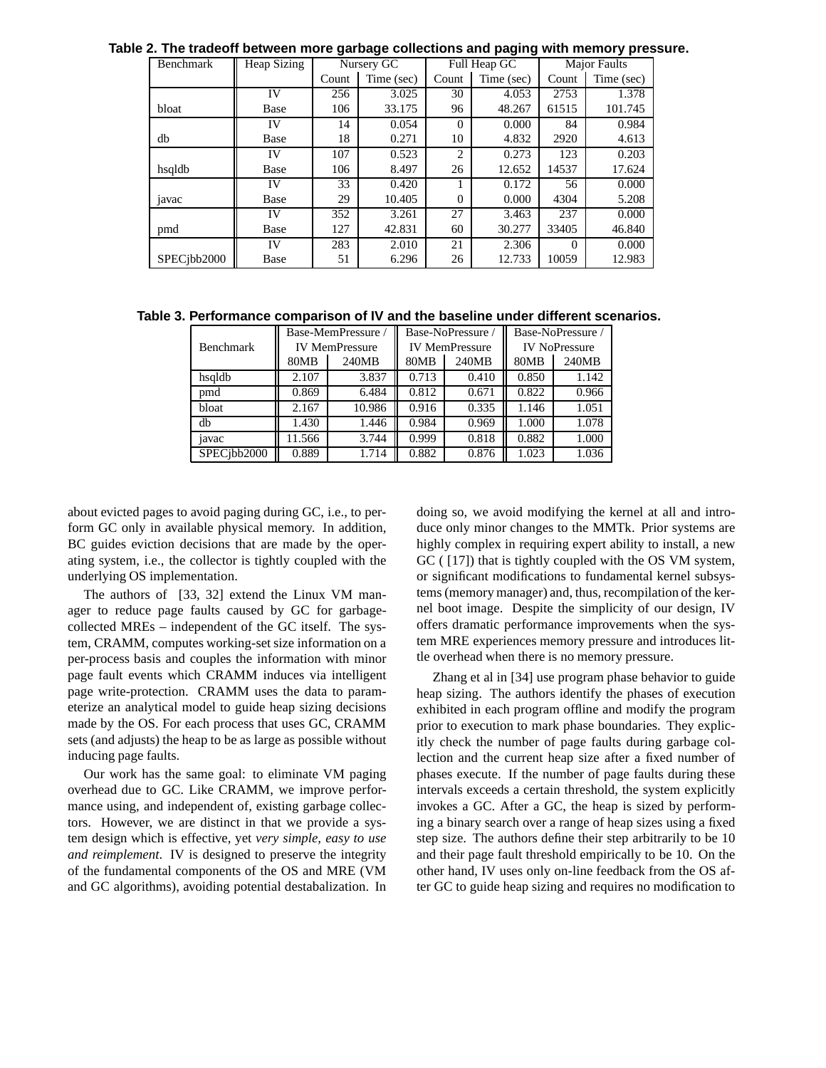**Table 2. The tradeoff between more garbage collections and paging with memory pressure.**

| Benchmark | Heap Sizing | Nursery GC | | Full Heap GC | | Major Faults | |
|---|---|---|---|---|---|---|---|
| | | Count | Time (sec) | Count | Time (sec) | Count | Time (sec) |
| bloat | IV | 256 | 3.025 | 30 | 4.053 | 2753 | 1.378 |
| | Base | 106 | 33.175 | 96 | 48.267 | 61515 | 101.745 |
| db | IV | 14 | 0.054 | 0 | 0.000 | 84 | 0.984 |
| | Base | 18 | 0.271 | 10 | 4.832 | 2920 | 4.613 |
| hsqldb | IV | 107 | 0.523 | 2 | 0.273 | 123 | 0.203 |
| | Base | 106 | 8.497 | 26 | 12.652 | 14537 | 17.624 |
| javac | IV | 33 | 0.420 | 1 | 0.172 | 56 | 0.000 |
| | Base | 29 | 10.405 | 0 | 0.000 | 4304 | 5.208 |
| pmd | IV | 352 | 3.261 | 27 | 3.463 | 237 | 0.000 |
| | Base | 127 | 42.831 | 60 | 30.277 | 33405 | 46.840 |
| SPECjbb2000 | IV | 283 | 2.010 | 21 | 2.306 | 0 | 0.000 |
| | Base | 51 | 6.296 | 26 | 12.733 | 10059 | 12.983 |

**Table 3. Performance comparison of IV and the baseline under different scenarios.**

| Benchmark | Base-MemPressure / IV MemPressure | | Base-NoPressure / IV MemPressure | | Base-NoPressure / IV NoPressure | |
|---|---|---|---|---|---|---|
| | 80MB | 240MB | 80MB | 240MB | 80MB | 240MB |
| hsqldb | 2.107 | 3.837 | 0.713 | 0.410 | 0.850 | 1.142 |
| pmd | 0.869 | 6.484 | 0.812 | 0.671 | 0.822 | 0.966 |
| bloat | 2.167 | 10.986 | 0.916 | 0.335 | 1.146 | 1.051 |
| db | 1.430 | 1.446 | 0.984 | 0.969 | 1.000 | 1.078 |
| javac | 11.566 | 3.744 | 0.999 | 0.818 | 0.882 | 1.000 |
| SPECjbb2000 | 0.889 | 1.714 | 0.882 | 0.876 | 1.023 | 1.036 |

about evicted pages to avoid paging during GC, i.e., to perform GC only in available physical memory. In addition, BC guides eviction decisions that are made by the operating system, i.e., the collector is tightly coupled with the underlying OS implementation.

The authors of [33, 32] extend the Linux VM manager to reduce page faults caused by GC for garbage-collected MREs – independent of the GC itself. The system, CRAMM, computes working-set size information on a per-process basis and couples the information with minor page fault events which CRAMM induces via intelligent page write-protection. CRAMM uses the data to parameterize an analytical model to guide heap sizing decisions made by the OS. For each process that uses GC, CRAMM sets (and adjusts) the heap to be as large as possible without inducing page faults.

Our work has the same goal: to eliminate VM paging overhead due to GC. Like CRAMM, we improve performance using, and independent of, existing garbage collectors. However, we are distinct in that we provide a system design which is effective, yet *very simple, easy to use and reimplement*. IV is designed to preserve the integrity of the fundamental components of the OS and MRE (VM and GC algorithms), avoiding potential destabalization. In doing so, we avoid modifying the kernel at all and introduce only minor changes to the MMTk. Prior systems are highly complex in requiring expert ability to install, a new GC ( [17]) that is tightly coupled with the OS VM system, or significant modifications to fundamental kernel subsystems (memory manager) and, thus, recompilation of the kernel boot image. Despite the simplicity of our design, IV offers dramatic performance improvements when the system MRE experiences memory pressure and introduces little overhead when there is no memory pressure.

Zhang et al in [34] use program phase behavior to guide heap sizing. The authors identify the phases of execution exhibited in each program offline and modify the program prior to execution to mark phase boundaries. They explicitly check the number of page faults during garbage collection and the current heap size after a fixed number of phases execute. If the number of page faults during these intervals exceeds a certain threshold, the system explicitly invokes a GC. After a GC, the heap is sized by performing a binary search over a range of heap sizes using a fixed step size. The authors define their step arbitrarily to be 10 and their page fault threshold empirically to be 10. On the other hand, IV uses only on-line feedback from the OS after GC to guide heap sizing and requires no modification to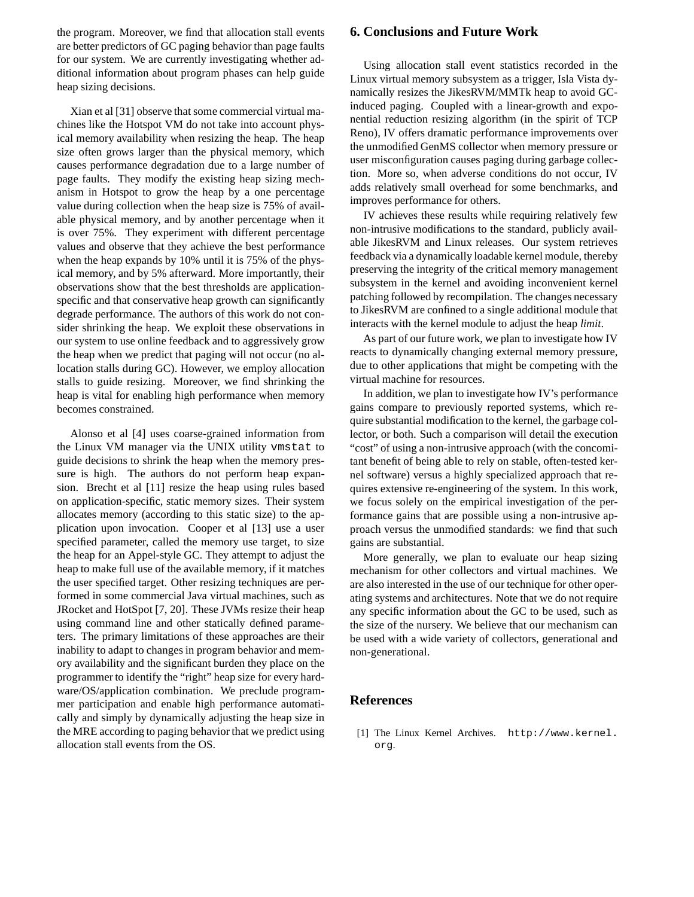the program. Moreover, we find that allocation stall events are better predictors of GC paging behavior than page faults for our system. We are currently investigating whether additional information about program phases can help guide heap sizing decisions.

Xian et al [31] observe that some commercial virtual machines like the Hotspot VM do not take into account physical memory availability when resizing the heap. The heap size often grows larger than the physical memory, which causes performance degradation due to a large number of page faults. They modify the existing heap sizing mechanism in Hotspot to grow the heap by a one percentage value during collection when the heap size is 75% of available physical memory, and by another percentage when it is over 75%. They experiment with different percentage values and observe that they achieve the best performance when the heap expands by 10% until it is 75% of the physical memory, and by 5% afterward. More importantly, their observations show that the best thresholds are application-specific and that conservative heap growth can significantly degrade performance. The authors of this work do not consider shrinking the heap. We exploit these observations in our system to use online feedback and to aggressively grow the heap when we predict that paging will not occur (no allocation stalls during GC). However, we employ allocation stalls to guide resizing. Moreover, we find shrinking the heap is vital for enabling high performance when memory becomes constrained.

Alonso et al [4] uses coarse-grained information from the Linux VM manager via the UNIX utility `vmstat` to guide decisions to shrink the heap when the memory pressure is high. The authors do not perform heap expansion. Brecht et al [11] resize the heap using rules based on application-specific, static memory sizes. Their system allocates memory (according to this static size) to the application upon invocation. Cooper et al [13] use a user specified parameter, called the memory use target, to size the heap for an Appel-style GC. They attempt to adjust the heap to make full use of the available memory, if it matches the user specified target. Other resizing techniques are performed in some commercial Java virtual machines, such as JRocket and HotSpot [7, 20]. These JVMs resize their heap using command line and other statically defined parameters. The primary limitations of these approaches are their inability to adapt to changes in program behavior and memory availability and the significant burden they place on the programmer to identify the "right" heap size for every hardware/OS/application combination. We preclude programmer participation and enable high performance automatically and simply by dynamically adjusting the heap size in the MRE according to paging behavior that we predict using allocation stall events from the OS.

## 6. Conclusions and Future Work

Using allocation stall event statistics recorded in the Linux virtual memory subsystem as a trigger, Isla Vista dynamically resizes the JikesRVM/MMTk heap to avoid GC-induced paging. Coupled with a linear-growth and exponential reduction resizing algorithm (in the spirit of TCP Reno), IV offers dramatic performance improvements over the unmodified GenMS collector when memory pressure or user misconfiguration causes paging during garbage collection. More so, when adverse conditions do not occur, IV adds relatively small overhead for some benchmarks, and improves performance for others.

IV achieves these results while requiring relatively few non-intrusive modifications to the standard, publicly available JikesRVM and Linux releases. Our system retrieves feedback via a dynamically loadable kernel module, thereby preserving the integrity of the critical memory management subsystem in the kernel and avoiding inconvenient kernel patching followed by recompilation. The changes necessary to JikesRVM are confined to a single additional module that interacts with the kernel module to adjust the heap *limit*.

As part of our future work, we plan to investigate how IV reacts to dynamically changing external memory pressure, due to other applications that might be competing with the virtual machine for resources.

In addition, we plan to investigate how IV's performance gains compare to previously reported systems, which require substantial modification to the kernel, the garbage collector, or both. Such a comparison will detail the execution "cost" of using a non-intrusive approach (with the concomitant benefit of being able to rely on stable, often-tested kernel software) versus a highly specialized approach that requires extensive re-engineering of the system. In this work, we focus solely on the empirical investigation of the performance gains that are possible using a non-intrusive approach versus the unmodified standards: we find that such gains are substantial.

More generally, we plan to evaluate our heap sizing mechanism for other collectors and virtual machines. We are also interested in the use of our technique for other operating systems and architectures. Note that we do not require any specific information about the GC to be used, such as the size of the nursery. We believe that our mechanism can be used with a wide variety of collectors, generational and non-generational.

## References

[1] The Linux Kernel Archives. `http://www.kernel.org`.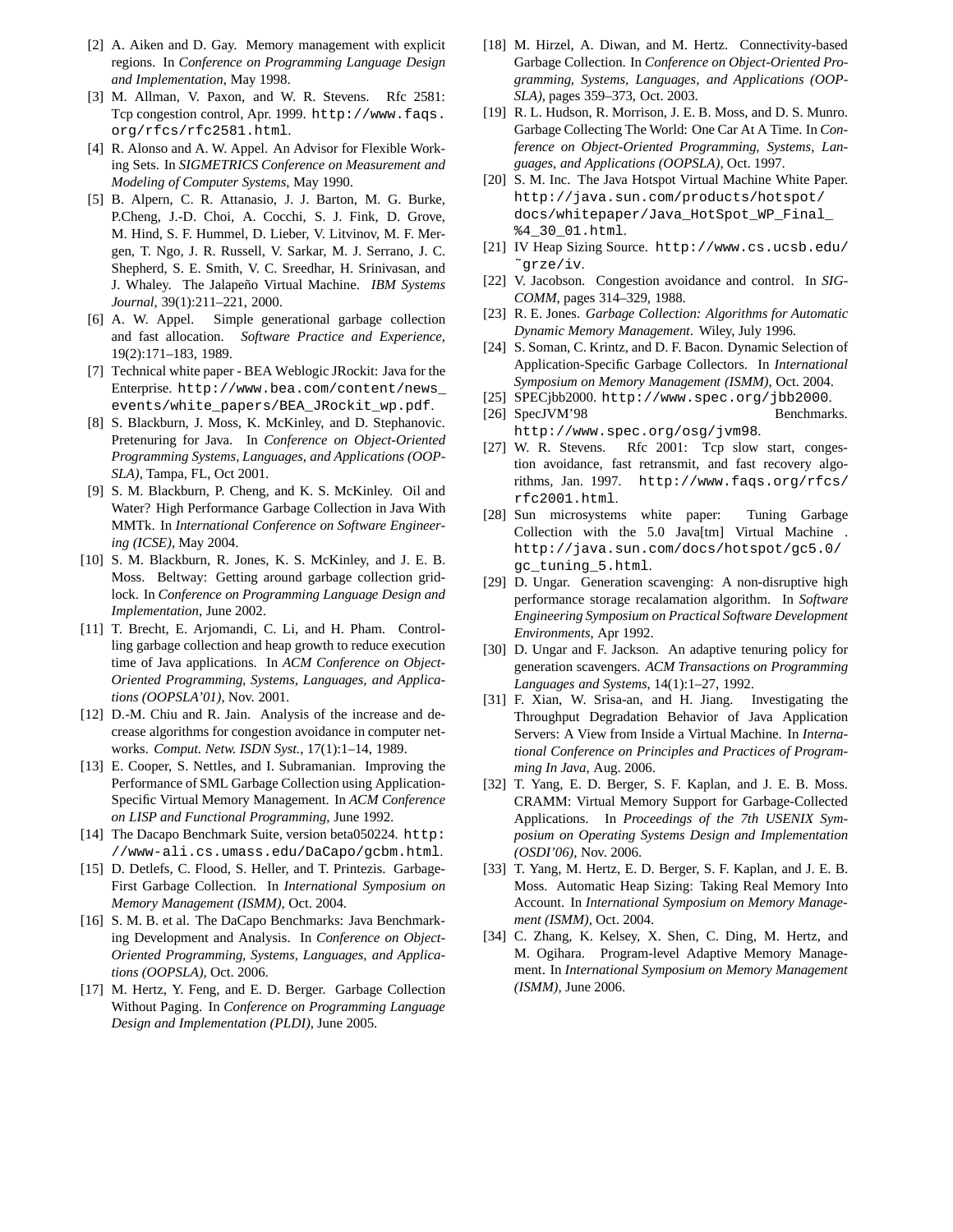[2] A. Aiken and D. Gay. Memory management with explicit regions. In *Conference on Programming Language Design and Implementation*, May 1998.

[3] M. Allman, V. Paxon, and W. R. Stevens. Rfc 2581: Tcp congestion control, Apr. 1999. `http://www.faqs.org/rfcs/rfc2581.html`.

[4] R. Alonso and A. W. Appel. An Advisor for Flexible Working Sets. In *SIGMETRICS Conference on Measurement and Modeling of Computer Systems*, May 1990.

[5] B. Alpern, C. R. Attanasio, J. J. Barton, M. G. Burke, P.Cheng, J.-D. Choi, A. Cocchi, S. J. Fink, D. Grove, M. Hind, S. F. Hummel, D. Lieber, V. Litvinov, M. F. Mergen, T. Ngo, J. R. Russell, V. Sarkar, M. J. Serrano, J. C. Shepherd, S. E. Smith, V. C. Sreedhar, H. Srinivasan, and J. Whaley. The Jalapeño Virtual Machine. *IBM Systems Journal*, 39(1):211–221, 2000.

[6] A. W. Appel. Simple generational garbage collection and fast allocation. *Software Practice and Experience*, 19(2):171–183, 1989.

[7] Technical white paper - BEA Weblogic JRockit: Java for the Enterprise. `http://www.bea.com/content/news_events/white_papers/BEA_JRockit_wp.pdf`.

[8] S. Blackburn, J. Moss, K. McKinley, and D. Stephanovic. Pretenuring for Java. In *Conference on Object-Oriented Programming Systems, Languages, and Applications (OOPSLA)*, Tampa, FL, Oct 2001.

[9] S. M. Blackburn, P. Cheng, and K. S. McKinley. Oil and Water? High Performance Garbage Collection in Java With MMTk. In *International Conference on Software Engineering (ICSE)*, May 2004.

[10] S. M. Blackburn, R. Jones, K. S. McKinley, and J. E. B. Moss. Beltway: Getting around garbage collection gridlock. In *Conference on Programming Language Design and Implementation*, June 2002.

[11] T. Brecht, E. Arjomandi, C. Li, and H. Pham. Controlling garbage collection and heap growth to reduce execution time of Java applications. In *ACM Conference on Object-Oriented Programming, Systems, Languages, and Applications (OOPSLA'01)*, Nov. 2001.

[12] D.-M. Chiu and R. Jain. Analysis of the increase and decrease algorithms for congestion avoidance in computer networks. *Comput. Netw. ISDN Syst.*, 17(1):1–14, 1989.

[13] E. Cooper, S. Nettles, and I. Subramanian. Improving the Performance of SML Garbage Collection using Application-Specific Virtual Memory Management. In *ACM Conference on LISP and Functional Programming*, June 1992.

[14] The Dacapo Benchmark Suite, version beta050224. `http://www-ali.cs.umass.edu/DaCapo/gcbm.html`.

[15] D. Detlefs, C. Flood, S. Heller, and T. Printezis. Garbage-First Garbage Collection. In *International Symposium on Memory Management (ISMM)*, Oct. 2004.

[16] S. M. B. et al. The DaCapo Benchmarks: Java Benchmarking Development and Analysis. In *Conference on Object-Oriented Programming, Systems, Languages, and Applications (OOPSLA)*, Oct. 2006.

[17] M. Hertz, Y. Feng, and E. D. Berger. Garbage Collection Without Paging. In *Conference on Programming Language Design and Implementation (PLDI)*, June 2005.

[18] M. Hirzel, A. Diwan, and M. Hertz. Connectivity-based Garbage Collection. In *Conference on Object-Oriented Programming, Systems, Languages, and Applications (OOPSLA)*, pages 359–373, Oct. 2003.

[19] R. L. Hudson, R. Morrison, J. E. B. Moss, and D. S. Munro. Garbage Collecting The World: One Car At A Time. In *Conference on Object-Oriented Programming, Systems, Languages, and Applications (OOPSLA)*, Oct. 1997.

[20] S. M. Inc. The Java Hotspot Virtual Machine White Paper. `http://java.sun.com/products/hotspot/docs/whitepaper/Java_HotSpot_WP_Final_%4_30_01.html`.

[21] IV Heap Sizing Source. `http://www.cs.ucsb.edu/~grze/iv`.

[22] V. Jacobson. Congestion avoidance and control. In *SIGCOMM*, pages 314–329, 1988.

[23] R. E. Jones. *Garbage Collection: Algorithms for Automatic Dynamic Memory Management*. Wiley, July 1996.

[24] S. Soman, C. Krintz, and D. F. Bacon. Dynamic Selection of Application-Specific Garbage Collectors. In *International Symposium on Memory Management (ISMM)*, Oct. 2004.

[25] SPECjbb2000. `http://www.spec.org/jbb2000`.

[26] SpecJVM'98 Benchmarks. `http://www.spec.org/osg/jvm98`.

[27] W. R. Stevens. Rfc 2001: Tcp slow start, congestion avoidance, fast retransmit, and fast recovery algorithms, Jan. 1997. `http://www.faqs.org/rfcs/rfc2001.html`.

[28] Sun microsystems white paper: Tuning Garbage Collection with the 5.0 Java[tm] Virtual Machine . `http://java.sun.com/docs/hotspot/gc5.0/gc_tuning_5.html`.

[29] D. Ungar. Generation scavenging: A non-disruptive high performance storage recalamation algorithm. In *Software Engineering Symposium on Practical Software Development Environments*, Apr 1992.

[30] D. Ungar and F. Jackson. An adaptive tenuring policy for generation scavengers. *ACM Transactions on Programming Languages and Systems*, 14(1):1–27, 1992.

[31] F. Xian, W. Srisa-an, and H. Jiang. Investigating the Throughput Degradation Behavior of Java Application Servers: A View from Inside a Virtual Machine. In *International Conference on Principles and Practices of Programming In Java*, Aug. 2006.

[32] T. Yang, E. D. Berger, S. F. Kaplan, and J. E. B. Moss. CRAMM: Virtual Memory Support for Garbage-Collected Applications. In *Proceedings of the 7th USENIX Symposium on Operating Systems Design and Implementation (OSDI'06)*, Nov. 2006.

[33] T. Yang, M. Hertz, E. D. Berger, S. F. Kaplan, and J. E. B. Moss. Automatic Heap Sizing: Taking Real Memory Into Account. In *International Symposium on Memory Management (ISMM)*, Oct. 2004.

[34] C. Zhang, K. Kelsey, X. Shen, C. Ding, M. Hertz, and M. Ogihara. Program-level Adaptive Memory Management. In *International Symposium on Memory Management (ISMM)*, June 2006.